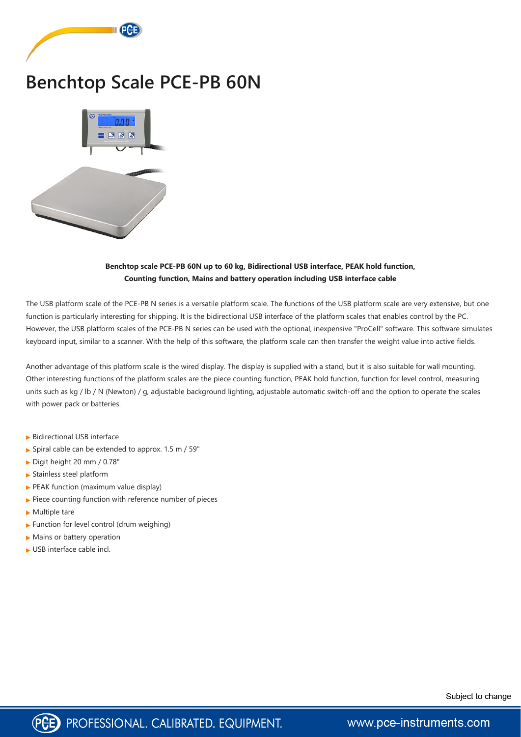# Benchtop Scale PCE-PB 60N

**Benchtop scale PCE-PB 60N up to 60 kg, Bidirectional USB interface, PEAK hold function, Counting function, Mains and battery operation including USB interface cable**

The USB platform scale of the PCE-PB N series is a versatile platform scale. The functions of the USB platform scale are very extensive, but one function is particularly interesting for shipping. It is the bidirectional USB interface of the platform scales that enables control by the PC. However, the USB platform scales of the PCE-PB N series can be used with the optional, inexpensive "ProCell" software. This software simulates keyboard input, similar to a scanner. With the help of this software, the platform scale can then transfer the weight value into active fields.

Another advantage of this platform scale is the wired display. The display is supplied with a stand, but it is also suitable for wall mounting. Other interesting functions of the platform scales are the piece counting function, PEAK hold function, function for level control, measuring units such as kg / lb / N (Newton) / g, adjustable background lighting, adjustable automatic switch-off and the option to operate the scales with power pack or batteries.

- Bidirectional USB interface
- Spiral cable can be extended to approx. 1.5 m / 59"
- Digit height 20 mm / 0.78"
- Stainless steel platform
- PEAK function (maximum value display)
- Piece counting function with reference number of pieces
- Multiple tare
- Function for level control (drum weighing)
- Mains or battery operation
- USB interface cable incl.

Subject to change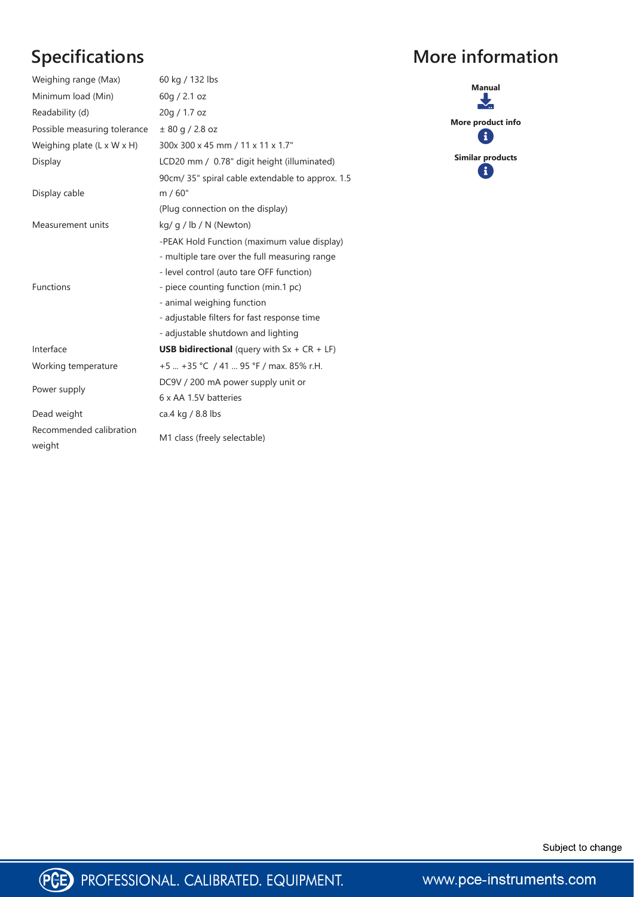## Specifications

| | |
|---|---|
| Weighing range (Max) | 60 kg / 132 lbs |
| Minimum load (Min) | 60g / 2.1 oz |
| Readability (d) | 20g / 1.7 oz |
| Possible measuring tolerance | ± 80 g / 2.8 oz |
| Weighing plate (L x W x H) | 300x 300 x 45 mm / 11 x 11 x 1.7" |
| Display | LCD20 mm / 0.78" digit height (illuminated) |
| Display cable | 90cm/ 35" spiral cable extendable to approx. 1.5 m / 60"<br>(Plug connection on the display) |
| Measurement units | kg/ g / lb / N (Newton) |
| Functions | -PEAK Hold Function (maximum value display)<br>- multiple tare over the full measuring range<br>- level control (auto tare OFF function)<br>- piece counting function (min.1 pc)<br>- animal weighing function<br>- adjustable filters for fast response time<br>- adjustable shutdown and lighting |
| Interface | **USB bidirectional** (query with Sx + CR + LF) |
| Working temperature | +5 ... +35 °C / 41 ... 95 °F / max. 85% r.H. |
| Power supply | DC9V / 200 mA power supply unit or<br>6 x AA 1.5V batteries |
| Dead weight | ca.4 kg / 8.8 lbs |
| Recommended calibration weight | M1 class (freely selectable) |

## More information

**Manual**

**More product info**

**Similar products**

Subject to change

PROFESSIONAL. CALIBRATED. EQUIPMENT.

www.pce-instruments.com